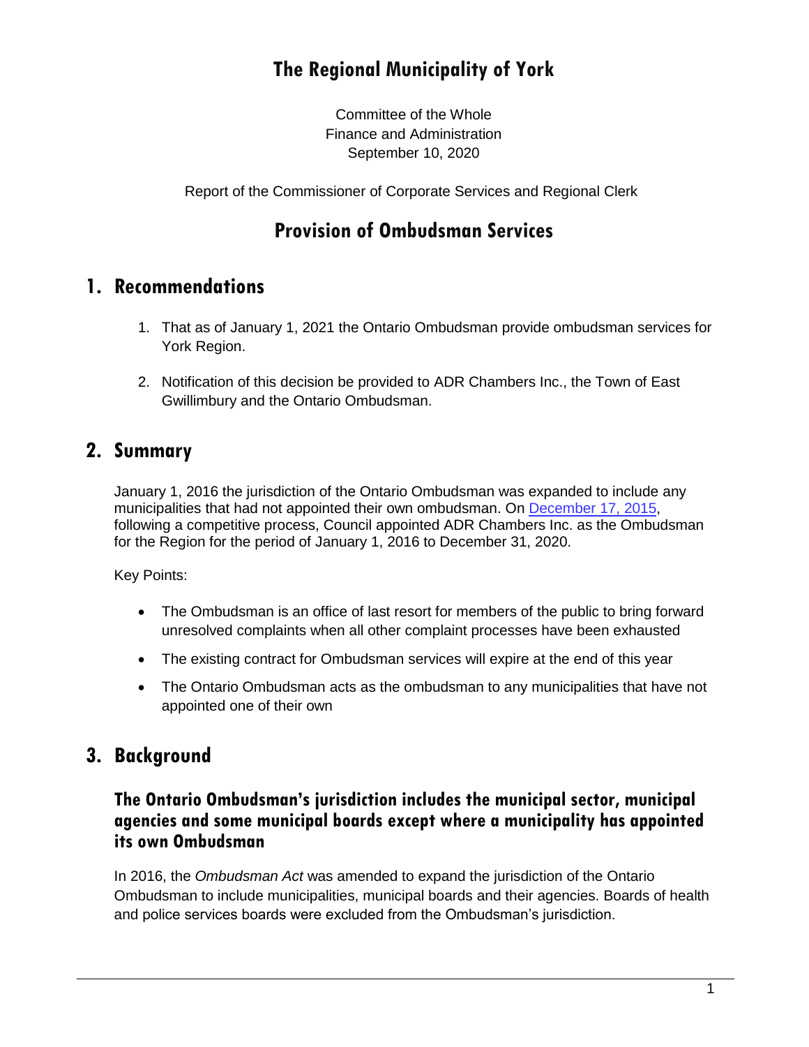# The Regional Municipality of York

Committee of the Whole
Finance and Administration
September 10, 2020

Report of the Commissioner of Corporate Services and Regional Clerk

# Provision of Ombudsman Services

## 1. Recommendations

1. That as of January 1, 2021 the Ontario Ombudsman provide ombudsman services for York Region.

2. Notification of this decision be provided to ADR Chambers Inc., the Town of East Gwillimbury and the Ontario Ombudsman.

## 2. Summary

January 1, 2016 the jurisdiction of the Ontario Ombudsman was expanded to include any municipalities that had not appointed their own ombudsman. On December 17, 2015, following a competitive process, Council appointed ADR Chambers Inc. as the Ombudsman for the Region for the period of January 1, 2016 to December 31, 2020.

Key Points:

- The Ombudsman is an office of last resort for members of the public to bring forward unresolved complaints when all other complaint processes have been exhausted
- The existing contract for Ombudsman services will expire at the end of this year
- The Ontario Ombudsman acts as the ombudsman to any municipalities that have not appointed one of their own

## 3. Background

### The Ontario Ombudsman's jurisdiction includes the municipal sector, municipal agencies and some municipal boards except where a municipality has appointed its own Ombudsman

In 2016, the *Ombudsman Act* was amended to expand the jurisdiction of the Ontario Ombudsman to include municipalities, municipal boards and their agencies. Boards of health and police services boards were excluded from the Ombudsman's jurisdiction.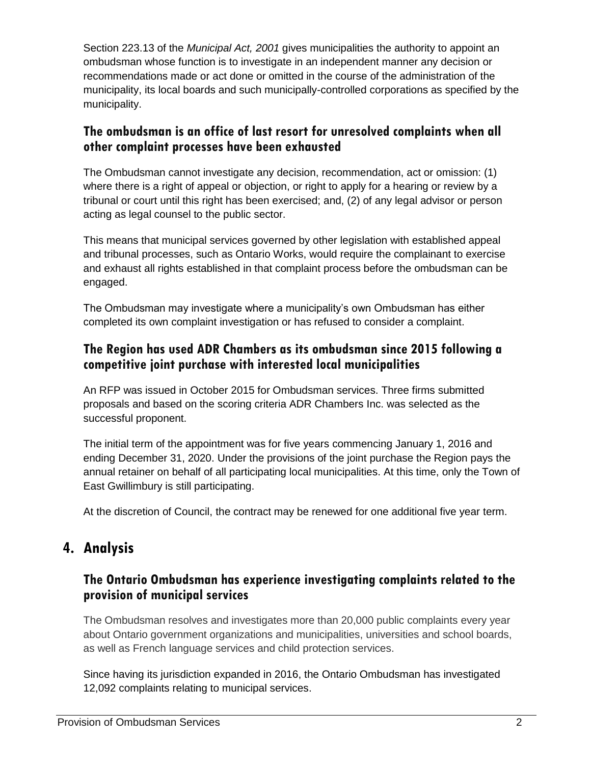Section 223.13 of the *Municipal Act, 2001* gives municipalities the authority to appoint an ombudsman whose function is to investigate in an independent manner any decision or recommendations made or act done or omitted in the course of the administration of the municipality, its local boards and such municipally-controlled corporations as specified by the municipality.

### The ombudsman is an office of last resort for unresolved complaints when all other complaint processes have been exhausted

The Ombudsman cannot investigate any decision, recommendation, act or omission: (1) where there is a right of appeal or objection, or right to apply for a hearing or review by a tribunal or court until this right has been exercised; and, (2) of any legal advisor or person acting as legal counsel to the public sector.

This means that municipal services governed by other legislation with established appeal and tribunal processes, such as Ontario Works, would require the complainant to exercise and exhaust all rights established in that complaint process before the ombudsman can be engaged.

The Ombudsman may investigate where a municipality's own Ombudsman has either completed its own complaint investigation or has refused to consider a complaint.

### The Region has used ADR Chambers as its ombudsman since 2015 following a competitive joint purchase with interested local municipalities

An RFP was issued in October 2015 for Ombudsman services. Three firms submitted proposals and based on the scoring criteria ADR Chambers Inc. was selected as the successful proponent.

The initial term of the appointment was for five years commencing January 1, 2016 and ending December 31, 2020. Under the provisions of the joint purchase the Region pays the annual retainer on behalf of all participating local municipalities. At this time, only the Town of East Gwillimbury is still participating.

At the discretion of Council, the contract may be renewed for one additional five year term.

## 4. Analysis

### The Ontario Ombudsman has experience investigating complaints related to the provision of municipal services

The Ombudsman resolves and investigates more than 20,000 public complaints every year about Ontario government organizations and municipalities, universities and school boards, as well as French language services and child protection services.

Since having its jurisdiction expanded in 2016, the Ontario Ombudsman has investigated 12,092 complaints relating to municipal services.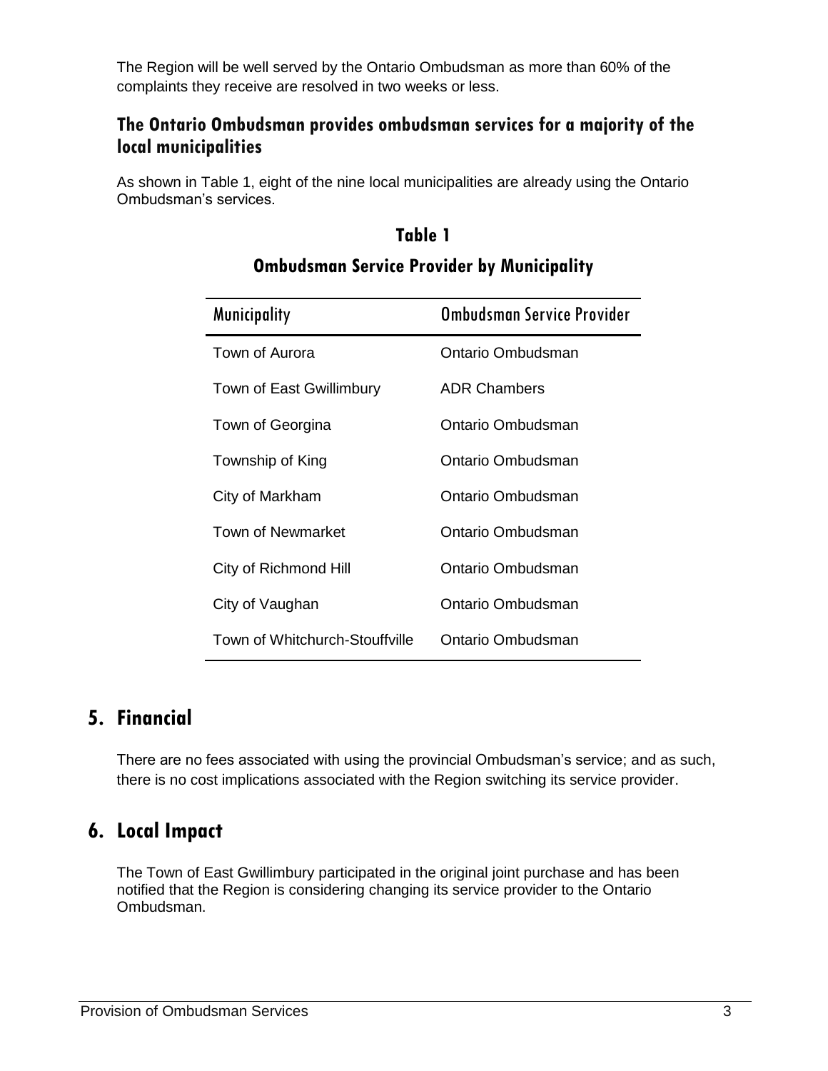The Region will be well served by the Ontario Ombudsman as more than 60% of the complaints they receive are resolved in two weeks or less.

### The Ontario Ombudsman provides ombudsman services for a majority of the local municipalities

As shown in Table 1, eight of the nine local municipalities are already using the Ontario Ombudsman's services.

**Table 1**

**Ombudsman Service Provider by Municipality**

| Municipality | Ombudsman Service Provider |
| --- | --- |
| Town of Aurora | Ontario Ombudsman |
| Town of East Gwillimbury | ADR Chambers |
| Town of Georgina | Ontario Ombudsman |
| Township of King | Ontario Ombudsman |
| City of Markham | Ontario Ombudsman |
| Town of Newmarket | Ontario Ombudsman |
| City of Richmond Hill | Ontario Ombudsman |
| City of Vaughan | Ontario Ombudsman |
| Town of Whitchurch-Stouffville | Ontario Ombudsman |

## 5. Financial

There are no fees associated with using the provincial Ombudsman's service; and as such, there is no cost implications associated with the Region switching its service provider.

## 6. Local Impact

The Town of East Gwillimbury participated in the original joint purchase and has been notified that the Region is considering changing its service provider to the Ontario Ombudsman.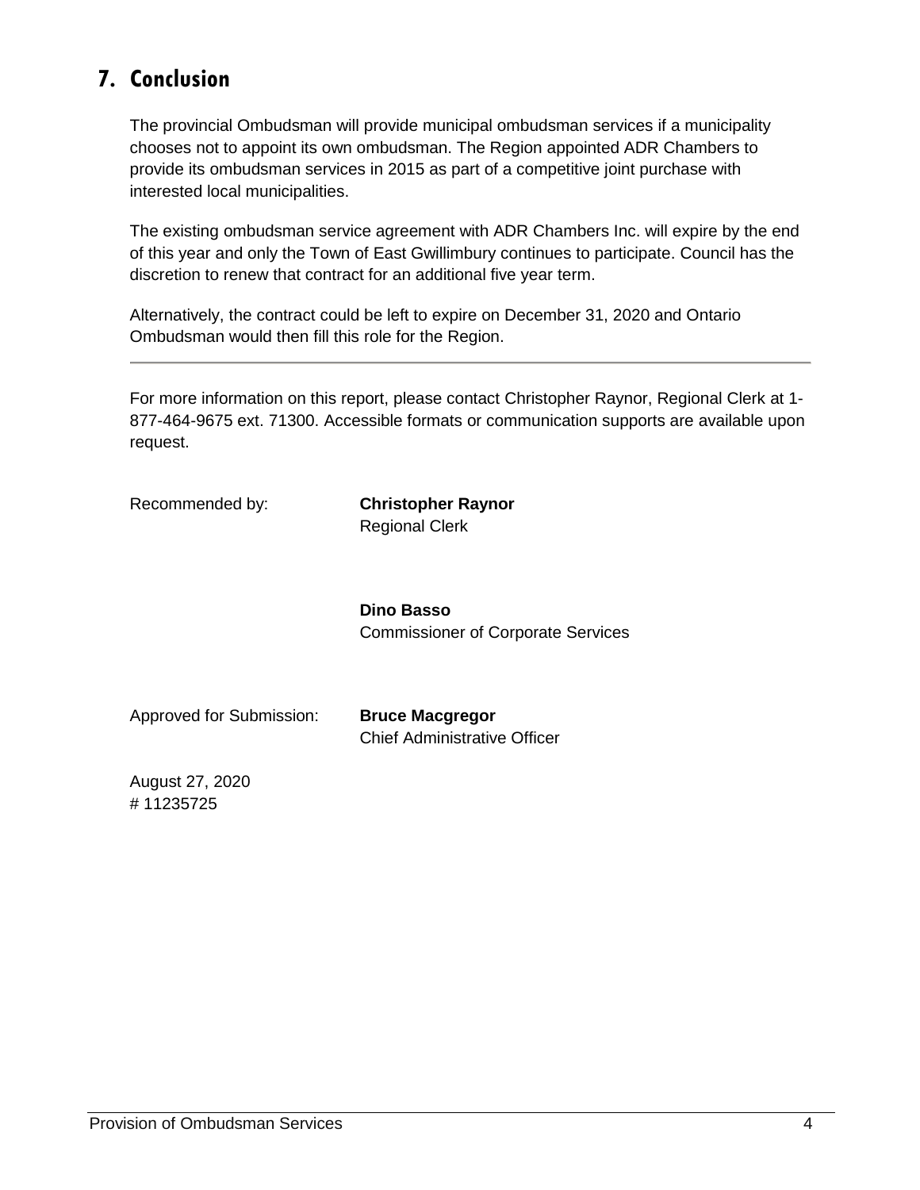## 7. Conclusion

The provincial Ombudsman will provide municipal ombudsman services if a municipality chooses not to appoint its own ombudsman. The Region appointed ADR Chambers to provide its ombudsman services in 2015 as part of a competitive joint purchase with interested local municipalities.

The existing ombudsman service agreement with ADR Chambers Inc. will expire by the end of this year and only the Town of East Gwillimbury continues to participate. Council has the discretion to renew that contract for an additional five year term.

Alternatively, the contract could be left to expire on December 31, 2020 and Ontario Ombudsman would then fill this role for the Region.

---

For more information on this report, please contact Christopher Raynor, Regional Clerk at 1-877-464-9675 ext. 71300. Accessible formats or communication supports are available upon request.

Recommended by: **Christopher Raynor**
Regional Clerk

**Dino Basso**
Commissioner of Corporate Services

Approved for Submission: **Bruce Macgregor**
Chief Administrative Officer

August 27, 2020
# 11235725